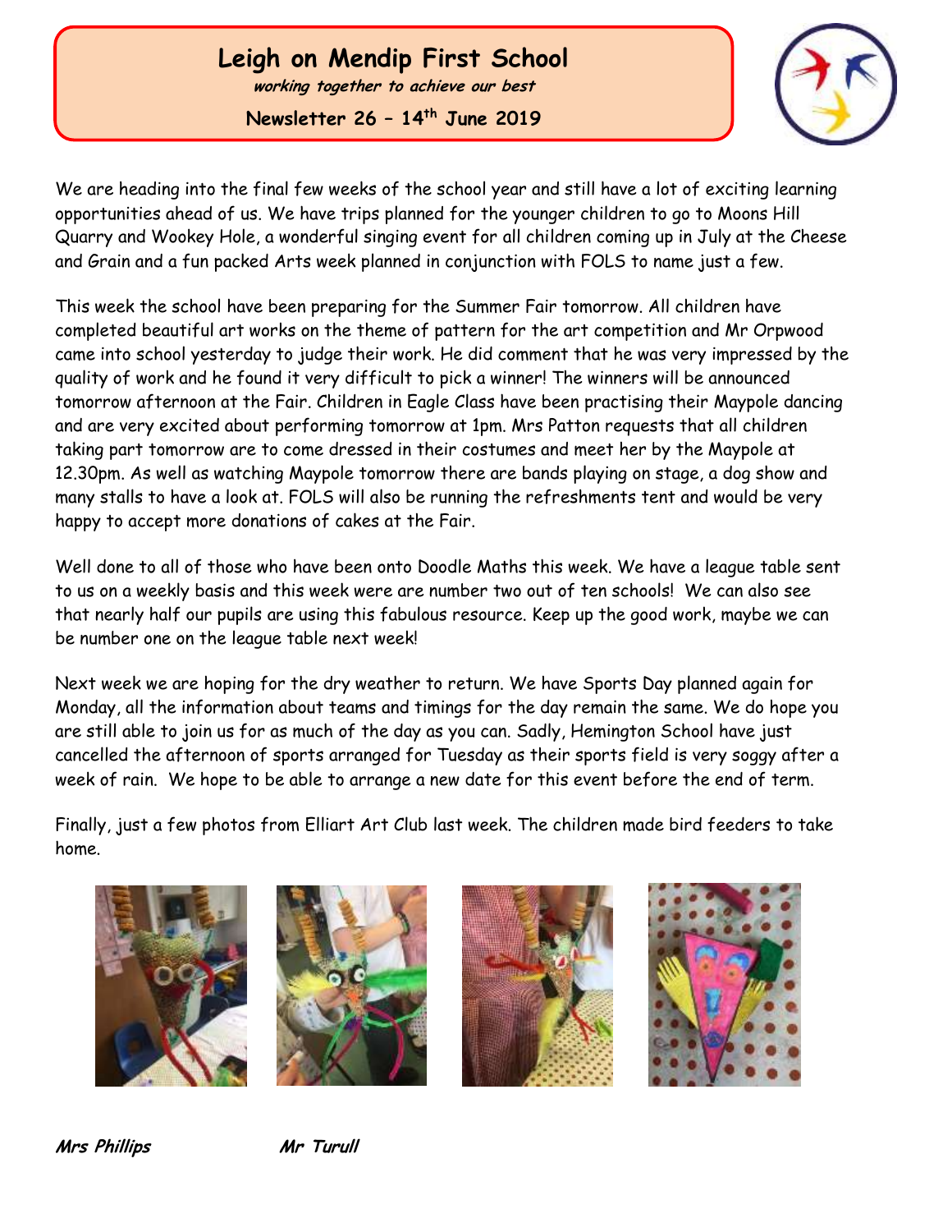# Leigh on Mendip First School

***working together to achieve our best***

**Newsletter 26 – 14th June 2019**

We are heading into the final few weeks of the school year and still have a lot of exciting learning opportunities ahead of us. We have trips planned for the younger children to go to Moons Hill Quarry and Wookey Hole, a wonderful singing event for all children coming up in July at the Cheese and Grain and a fun packed Arts week planned in conjunction with FOLS to name just a few.

This week the school have been preparing for the Summer Fair tomorrow. All children have completed beautiful art works on the theme of pattern for the art competition and Mr Orpwood came into school yesterday to judge their work. He did comment that he was very impressed by the quality of work and he found it very difficult to pick a winner! The winners will be announced tomorrow afternoon at the Fair. Children in Eagle Class have been practising their Maypole dancing and are very excited about performing tomorrow at 1pm. Mrs Patton requests that all children taking part tomorrow are to come dressed in their costumes and meet her by the Maypole at 12.30pm. As well as watching Maypole tomorrow there are bands playing on stage, a dog show and many stalls to have a look at. FOLS will also be running the refreshments tent and would be very happy to accept more donations of cakes at the Fair.

Well done to all of those who have been onto Doodle Maths this week. We have a league table sent to us on a weekly basis and this week were are number two out of ten schools! We can also see that nearly half our pupils are using this fabulous resource. Keep up the good work, maybe we can be number one on the league table next week!

Next week we are hoping for the dry weather to return. We have Sports Day planned again for Monday, all the information about teams and timings for the day remain the same. We do hope you are still able to join us for as much of the day as you can. Sadly, Hemington School have just cancelled the afternoon of sports arranged for Tuesday as their sports field is very soggy after a week of rain. We hope to be able to arrange a new date for this event before the end of term.

Finally, just a few photos from Elliart Art Club last week. The children made bird feeders to take home.

***Mrs Phillips*** ***Mr Turull***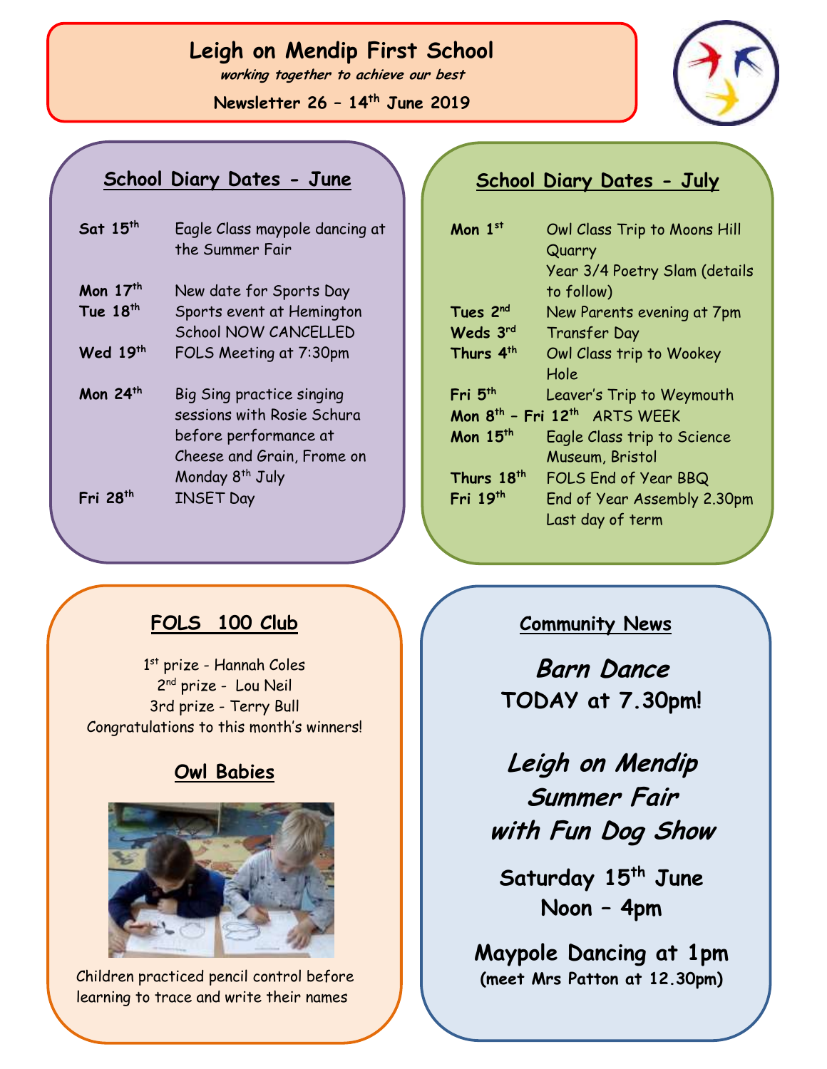# Leigh on Mendip First School

***working together to achieve our best***

**Newsletter 26 – 14th June 2019**

## School Diary Dates - June

| | |
|---|---|
| **Sat 15th** | Eagle Class maypole dancing at the Summer Fair |
| **Mon 17th** | New date for Sports Day |
| **Tue 18th** | Sports event at Hemington School NOW CANCELLED |
| **Wed 19th** | FOLS Meeting at 7:30pm |
| **Mon 24th** | Big Sing practice singing sessions with Rosie Schura before performance at Cheese and Grain, Frome on Monday 8th July |
| **Fri 28th** | INSET Day |

## School Diary Dates - July

| | |
|---|---|
| **Mon 1st** | Owl Class Trip to Moons Hill Quarry<br>Year 3/4 Poetry Slam (details to follow) |
| **Tues 2nd** | New Parents evening at 7pm |
| **Weds 3rd** | Transfer Day |
| **Thurs 4th** | Owl Class trip to Wookey Hole |
| **Fri 5th** | Leaver's Trip to Weymouth |
| **Mon 8th – Fri 12th** | ARTS WEEK |
| **Mon 15th** | Eagle Class trip to Science Museum, Bristol |
| **Thurs 18th** | FOLS End of Year BBQ |
| **Fri 19th** | End of Year Assembly 2.30pm<br>Last day of term |

## FOLS 100 Club

1st prize - Hannah Coles
2nd prize - Lou Neil
3rd prize - Terry Bull
Congratulations to this month's winners!

## Owl Babies

Children practiced pencil control before learning to trace and write their names

## Community News

***Barn Dance***
**TODAY at 7.30pm!**

***Leigh on Mendip Summer Fair with Fun Dog Show***

**Saturday 15th June**
**Noon – 4pm**

**Maypole Dancing at 1pm**
**(meet Mrs Patton at 12.30pm)**